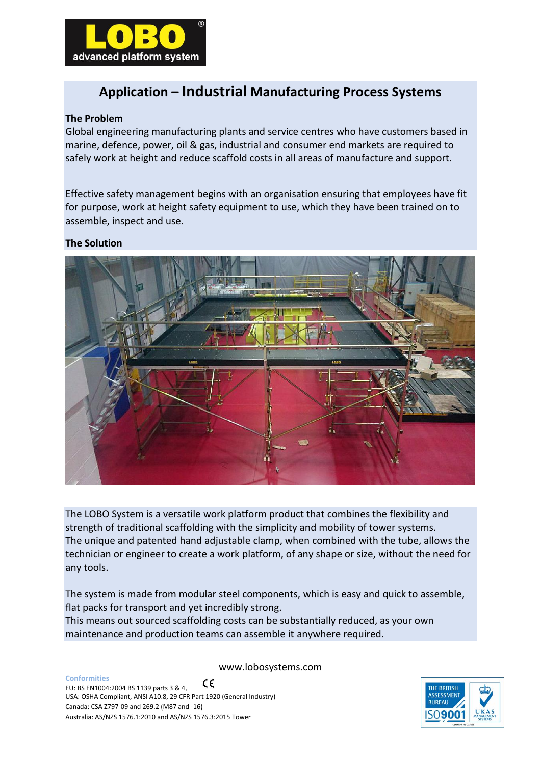**LOBO®**
**advanced platform system**

# Application – Industrial Manufacturing Process Systems

**The Problem**

Global engineering manufacturing plants and service centres who have customers based in marine, defence, power, oil & gas, industrial and consumer end markets are required to safely work at height and reduce scaffold costs in all areas of manufacture and support.

Effective safety management begins with an organisation ensuring that employees have fit for purpose, work at height safety equipment to use, which they have been trained on to assemble, inspect and use.

**The Solution**

The LOBO System is a versatile work platform product that combines the flexibility and strength of traditional scaffolding with the simplicity and mobility of tower systems.
The unique and patented hand adjustable clamp, when combined with the tube, allows the technician or engineer to create a work platform, of any shape or size, without the need for any tools.

The system is made from modular steel components, which is easy and quick to assemble, flat packs for transport and yet incredibly strong.
This means out sourced scaffolding costs can be substantially reduced, as your own maintenance and production teams can assemble it anywhere required.

www.lobosystems.com

**Conformities**

EU: BS EN1004:2004 BS 1139 parts 3 & 4, CE
USA: OSHA Compliant, ANSI A10.8, 29 CFR Part 1920 (General Industry)
Canada: CSA Z797-09 and 269.2 (M87 and -16)
Australia: AS/NZS 1576.1:2010 and AS/NZS 1576.3:2015 Tower

THE BRITISH ASSESSMENT BUREAU ISO9001 UKAS MANAGEMENT SYSTEMS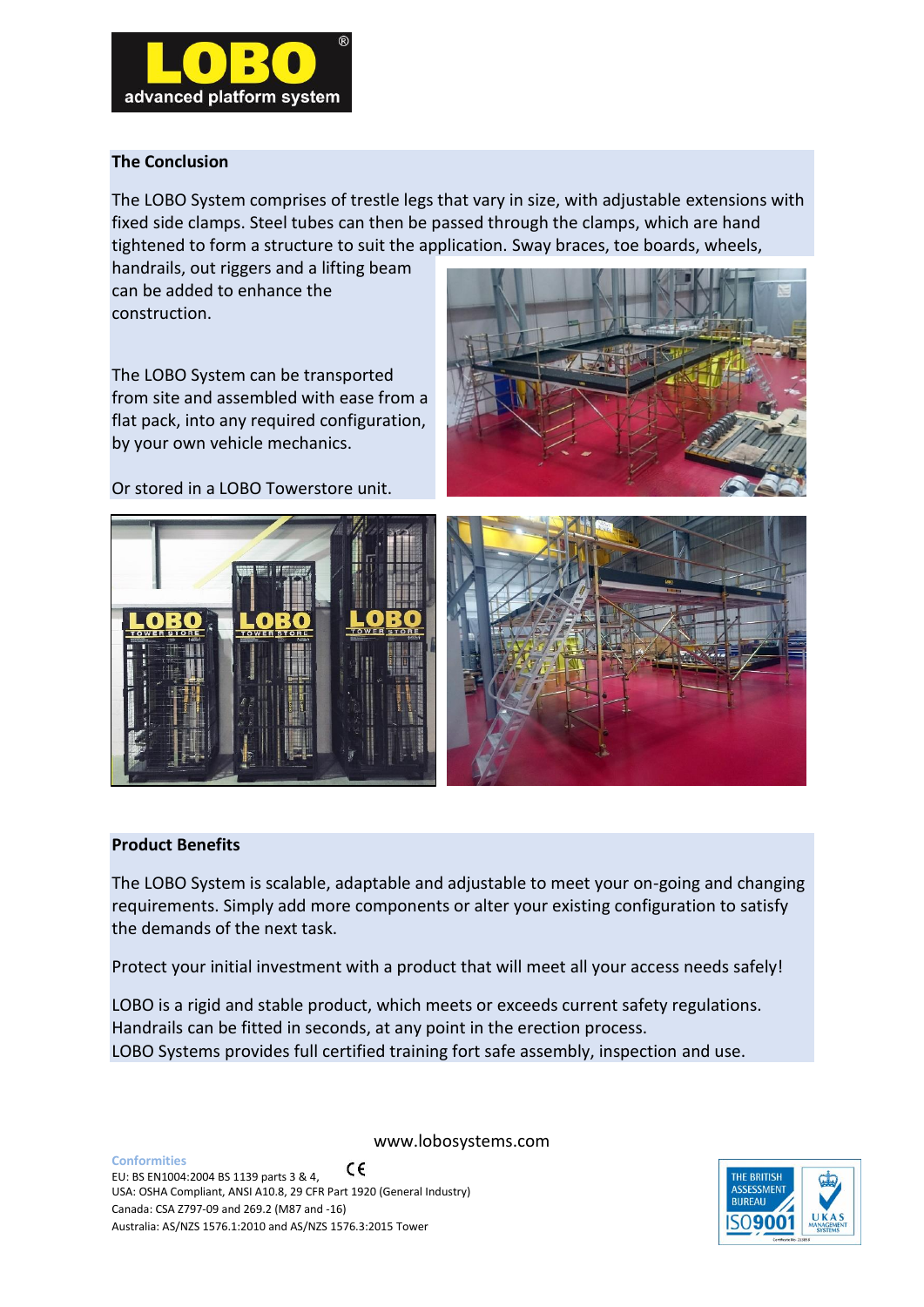## The Conclusion

The LOBO System comprises of trestle legs that vary in size, with adjustable extensions with fixed side clamps. Steel tubes can then be passed through the clamps, which are hand tightened to form a structure to suit the application. Sway braces, toe boards, wheels, handrails, out riggers and a lifting beam can be added to enhance the construction.

The LOBO System can be transported from site and assembled with ease from a flat pack, into any required configuration, by your own vehicle mechanics.

Or stored in a LOBO Towerstore unit.

## Product Benefits

The LOBO System is scalable, adaptable and adjustable to meet your on-going and changing requirements. Simply add more components or alter your existing configuration to satisfy the demands of the next task.

Protect your initial investment with a product that will meet all your access needs safely!

LOBO is a rigid and stable product, which meets or exceeds current safety regulations. Handrails can be fitted in seconds, at any point in the erection process.
LOBO Systems provides full certified training fort safe assembly, inspection and use.

www.lobosystems.com

**Conformities**
EU: BS EN1004:2004 BS 1139 parts 3 & 4, CE
USA: OSHA Compliant, ANSI A10.8, 29 CFR Part 1920 (General Industry)
Canada: CSA Z797-09 and 269.2 (M87 and -16)
Australia: AS/NZS 1576.1:2010 and AS/NZS 1576.3:2015 Tower